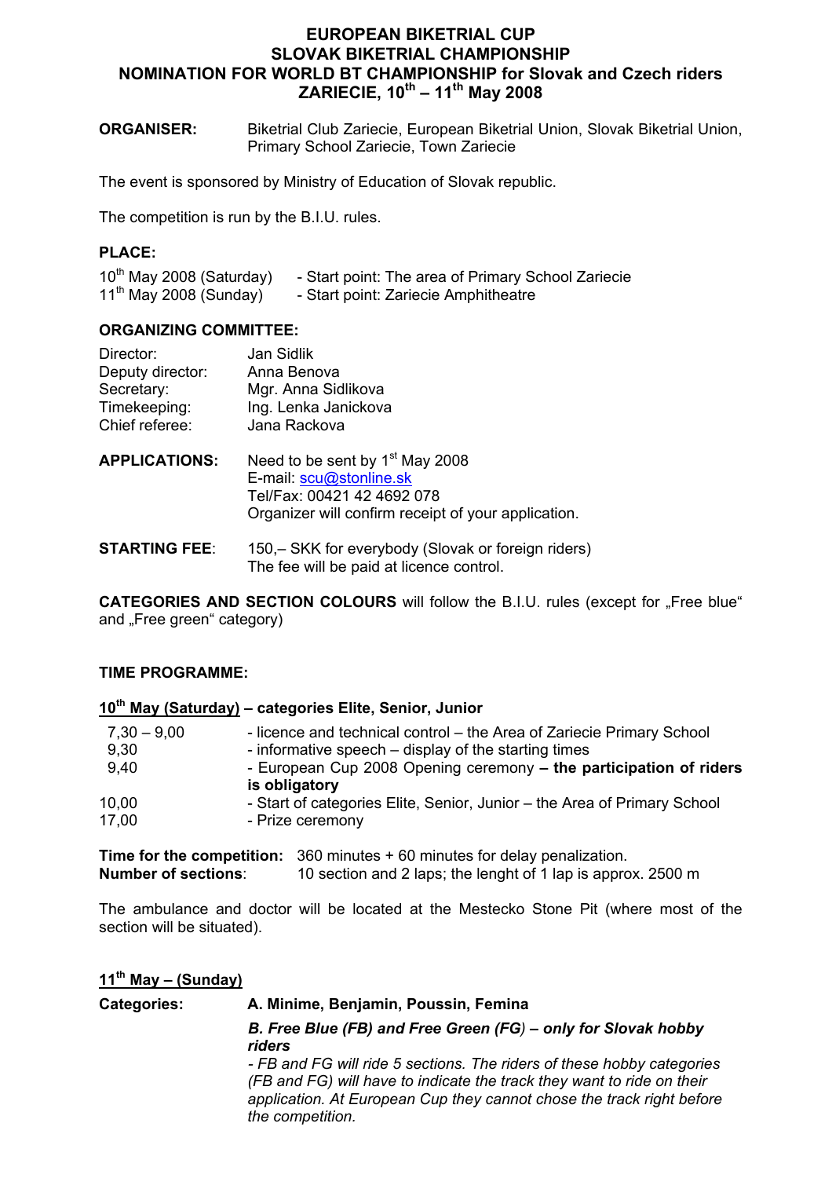# EUROPEAN BIKETRIAL CUP
# SLOVAK BIKETRIAL CHAMPIONSHIP
# NOMINATION FOR WORLD BT CHAMPIONSHIP for Slovak and Czech riders
# ZARIECIE, 10th – 11th May 2008

**ORGANISER:** Biketrial Club Zariecie, European Biketrial Union, Slovak Biketrial Union, Primary School Zariecie, Town Zariecie

The event is sponsored by Ministry of Education of Slovak republic.

The competition is run by the B.I.U. rules.

**PLACE:**

10th May 2008 (Saturday) - Start point: The area of Primary School Zariecie
11th May 2008 (Sunday) - Start point: Zariecie Amphitheatre

**ORGANIZING COMMITTEE:**

| | |
|---|---|
| Director: | Jan Sidlik |
| Deputy director: | Anna Benova |
| Secretary: | Mgr. Anna Sidlikova |
| Timekeeping: | Ing. Lenka Janickova |
| Chief referee: | Jana Rackova |

**APPLICATIONS:** Need to be sent by 1st May 2008
E-mail: scu@stonline.sk
Tel/Fax: 00421 42 4692 078
Organizer will confirm receipt of your application.

**STARTING FEE**: 150,– SKK for everybody (Slovak or foreign riders)
The fee will be paid at licence control.

**CATEGORIES AND SECTION COLOURS** will follow the B.I.U. rules (except for „Free blue" and „Free green" category)

**TIME PROGRAMME:**

**10th May (Saturday) – categories Elite, Senior, Junior**

| | |
|---|---|
| 7,30 – 9,00 | - licence and technical control – the Area of Zariecie Primary School |
| 9,30 | - informative speech – display of the starting times |
| 9,40 | - European Cup 2008 Opening ceremony **– the participation of riders is obligatory** |
| 10,00 | - Start of categories Elite, Senior, Junior – the Area of Primary School |
| 17,00 | - Prize ceremony |

**Time for the competition:** 360 minutes + 60 minutes for delay penalization.
**Number of sections**: 10 section and 2 laps; the lenght of 1 lap is approx. 2500 m

The ambulance and doctor will be located at the Mestecko Stone Pit (where most of the section will be situated).

**11th May – (Sunday)**

**Categories:** **A. Minime, Benjamin, Poussin, Femina**

***B. Free Blue (FB) and Free Green (FG) – only for Slovak hobby riders***

*- FB and FG will ride 5 sections. The riders of these hobby categories (FB and FG) will have to indicate the track they want to ride on their application. At European Cup they cannot chose the track right before the competition.*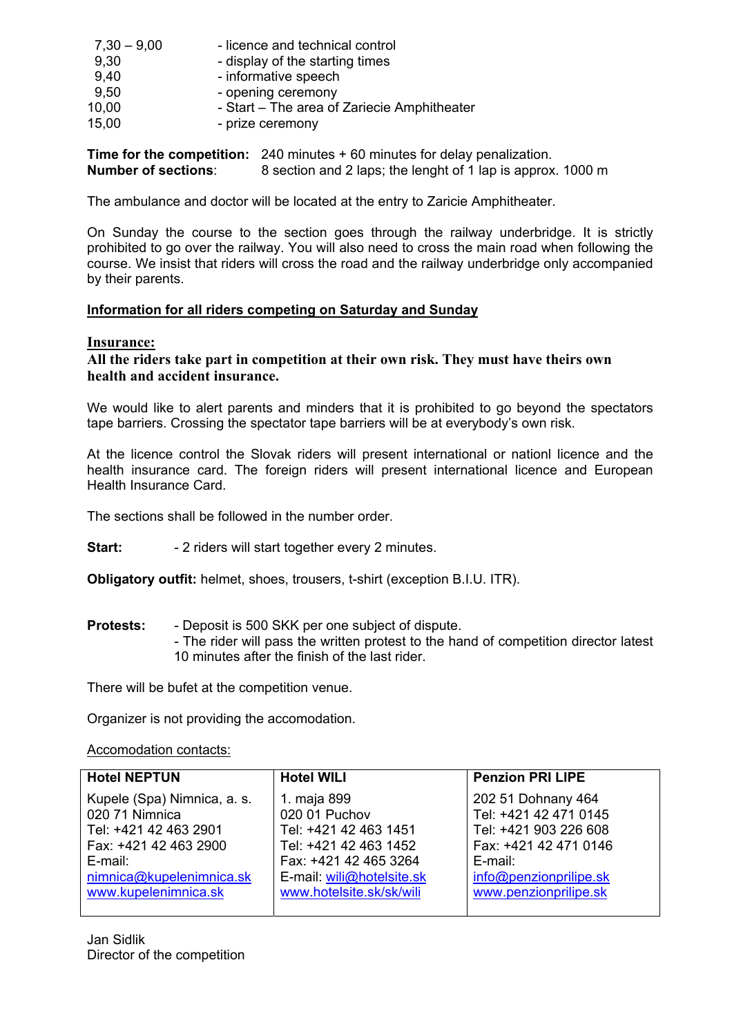| | |
|---|---|
| 7,30 – 9,00 | - licence and technical control |
| 9,30 | - display of the starting times |
| 9,40 | - informative speech |
| 9,50 | - opening ceremony |
| 10,00 | - Start – The area of Zariecie Amphitheater |
| 15,00 | - prize ceremony |

**Time for the competition:** 240 minutes + 60 minutes for delay penalization.
**Number of sections**: 8 section and 2 laps; the lenght of 1 lap is approx. 1000 m

The ambulance and doctor will be located at the entry to Zaricie Amphitheater.

On Sunday the course to the section goes through the railway underbridge. It is strictly prohibited to go over the railway. You will also need to cross the main road when following the course. We insist that riders will cross the road and the railway underbridge only accompanied by their parents.

<u>**Information for all riders competing on Saturday and Sunday**</u>

<u>**Insurance:**</u>

**All the riders take part in competition at their own risk. They must have theirs own health and accident insurance.**

We would like to alert parents and minders that it is prohibited to go beyond the spectators tape barriers. Crossing the spectator tape barriers will be at everybody's own risk.

At the licence control the Slovak riders will present international or nationl licence and the health insurance card. The foreign riders will present international licence and European Health Insurance Card.

The sections shall be followed in the number order.

**Start:** - 2 riders will start together every 2 minutes.

**Obligatory outfit:** helmet, shoes, trousers, t-shirt (exception B.I.U. ITR).

**Protests:**
- Deposit is 500 SKK per one subject of dispute.
- The rider will pass the written protest to the hand of competition director latest 10 minutes after the finish of the last rider.

There will be bufet at the competition venue.

Organizer is not providing the accomodation.

<u>Accomodation contacts:</u>

| **Hotel NEPTUN** | **Hotel WILI** | **Penzion PRI LIPE** |
|---|---|---|
| Kupele (Spa) Nimnica, a. s.<br>020 71 Nimnica<br>Tel: +421 42 463 2901<br>Fax: +421 42 463 2900<br>E-mail:<br>nimnica@kupelenimnica.sk<br>www.kupelenimnica.sk | 1. maja 899<br>020 01 Puchov<br>Tel: +421 42 463 1451<br>Tel: +421 42 463 1452<br>Fax: +421 42 465 3264<br>E-mail: wili@hotelsite.sk<br>www.hotelsite.sk/sk/wili | 202 51 Dohnany 464<br>Tel: +421 42 471 0145<br>Tel: +421 903 226 608<br>Fax: +421 42 471 0146<br>E-mail:<br>info@penzionprilipe.sk<br>www.penzionprilipe.sk |

Jan Sidlik
Director of the competition